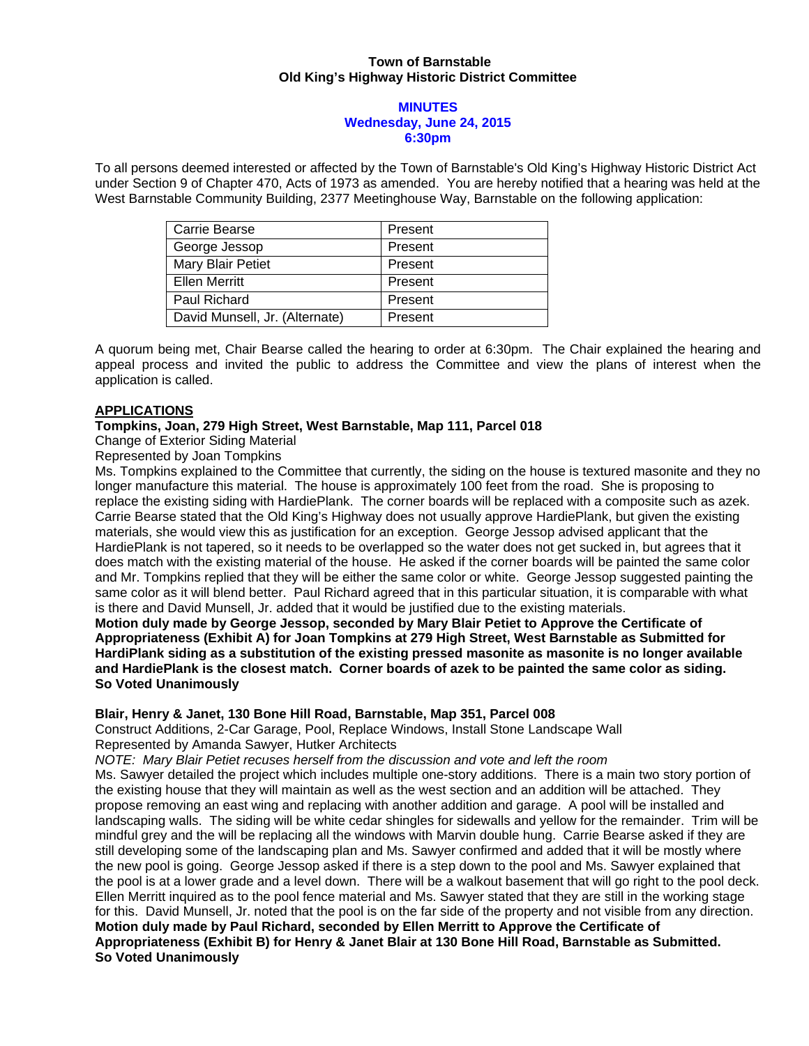**Town of Barnstable**
**Old King's Highway Historic District Committee**

**MINUTES**
**Wednesday, June 24, 2015**
**6:30pm**

To all persons deemed interested or affected by the Town of Barnstable's Old King's Highway Historic District Act under Section 9 of Chapter 470, Acts of 1973 as amended. You are hereby notified that a hearing was held at the West Barnstable Community Building, 2377 Meetinghouse Way, Barnstable on the following application:

| | |
|---|---|
| Carrie Bearse | Present |
| George Jessop | Present |
| Mary Blair Petiet | Present |
| Ellen Merritt | Present |
| Paul Richard | Present |
| David Munsell, Jr. (Alternate) | Present |

A quorum being met, Chair Bearse called the hearing to order at 6:30pm. The Chair explained the hearing and appeal process and invited the public to address the Committee and view the plans of interest when the application is called.

**APPLICATIONS**

**Tompkins, Joan, 279 High Street, West Barnstable, Map 111, Parcel 018**
Change of Exterior Siding Material
Represented by Joan Tompkins
Ms. Tompkins explained to the Committee that currently, the siding on the house is textured masonite and they no longer manufacture this material. The house is approximately 100 feet from the road. She is proposing to replace the existing siding with HardiePlank. The corner boards will be replaced with a composite such as azek. Carrie Bearse stated that the Old King's Highway does not usually approve HardiePlank, but given the existing materials, she would view this as justification for an exception. George Jessop advised applicant that the HardiePlank is not tapered, so it needs to be overlapped so the water does not get sucked in, but agrees that it does match with the existing material of the house. He asked if the corner boards will be painted the same color and Mr. Tompkins replied that they will be either the same color or white. George Jessop suggested painting the same color as it will blend better. Paul Richard agreed that in this particular situation, it is comparable with what is there and David Munsell, Jr. added that it would be justified due to the existing materials.
**Motion duly made by George Jessop, seconded by Mary Blair Petiet to Approve the Certificate of Appropriateness (Exhibit A) for Joan Tompkins at 279 High Street, West Barnstable as Submitted for HardiPlank siding as a substitution of the existing pressed masonite as masonite is no longer available and HardiePlank is the closest match. Corner boards of azek to be painted the same color as siding.**
**So Voted Unanimously**

**Blair, Henry & Janet, 130 Bone Hill Road, Barnstable, Map 351, Parcel 008**
Construct Additions, 2-Car Garage, Pool, Replace Windows, Install Stone Landscape Wall
Represented by Amanda Sawyer, Hutker Architects
*NOTE: Mary Blair Petiet recuses herself from the discussion and vote and left the room*
Ms. Sawyer detailed the project which includes multiple one-story additions. There is a main two story portion of the existing house that they will maintain as well as the west section and an addition will be attached. They propose removing an east wing and replacing with another addition and garage. A pool will be installed and landscaping walls. The siding will be white cedar shingles for sidewalls and yellow for the remainder. Trim will be mindful grey and the will be replacing all the windows with Marvin double hung. Carrie Bearse asked if they are still developing some of the landscaping plan and Ms. Sawyer confirmed and added that it will be mostly where the new pool is going. George Jessop asked if there is a step down to the pool and Ms. Sawyer explained that the pool is at a lower grade and a level down. There will be a walkout basement that will go right to the pool deck. Ellen Merritt inquired as to the pool fence material and Ms. Sawyer stated that they are still in the working stage for this. David Munsell, Jr. noted that the pool is on the far side of the property and not visible from any direction.
**Motion duly made by Paul Richard, seconded by Ellen Merritt to Approve the Certificate of Appropriateness (Exhibit B) for Henry & Janet Blair at 130 Bone Hill Road, Barnstable as Submitted.**
**So Voted Unanimously**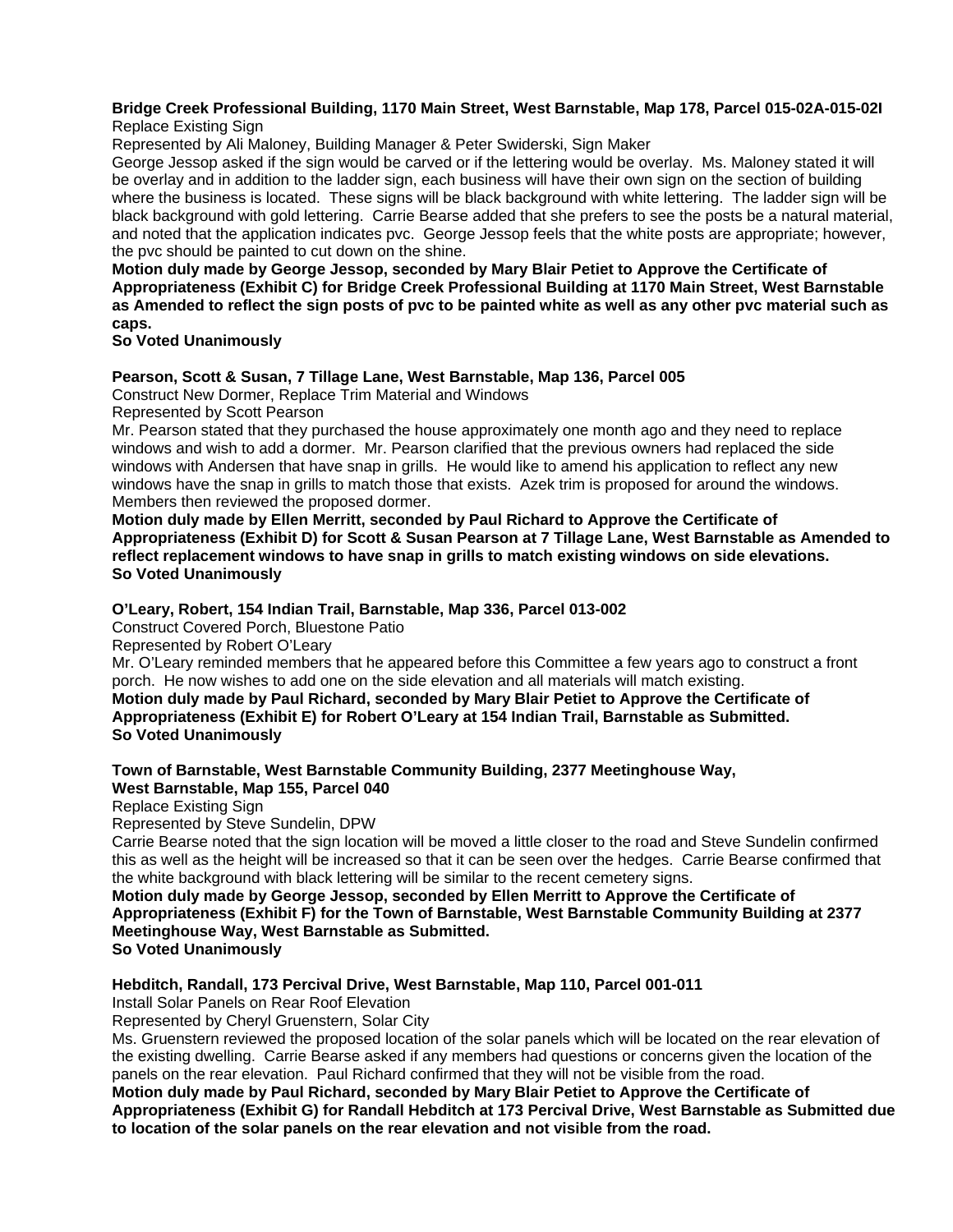**Bridge Creek Professional Building, 1170 Main Street, West Barnstable, Map 178, Parcel 015-02A-015-02I**
Replace Existing Sign
Represented by Ali Maloney, Building Manager & Peter Swiderski, Sign Maker
George Jessop asked if the sign would be carved or if the lettering would be overlay. Ms. Maloney stated it will be overlay and in addition to the ladder sign, each business will have their own sign on the section of building where the business is located. These signs will be black background with white lettering. The ladder sign will be black background with gold lettering. Carrie Bearse added that she prefers to see the posts be a natural material, and noted that the application indicates pvc. George Jessop feels that the white posts are appropriate; however, the pvc should be painted to cut down on the shine.
**Motion duly made by George Jessop, seconded by Mary Blair Petiet to Approve the Certificate of Appropriateness (Exhibit C) for Bridge Creek Professional Building at 1170 Main Street, West Barnstable as Amended to reflect the sign posts of pvc to be painted white as well as any other pvc material such as caps.**
**So Voted Unanimously**

**Pearson, Scott & Susan, 7 Tillage Lane, West Barnstable, Map 136, Parcel 005**
Construct New Dormer, Replace Trim Material and Windows
Represented by Scott Pearson
Mr. Pearson stated that they purchased the house approximately one month ago and they need to replace windows and wish to add a dormer. Mr. Pearson clarified that the previous owners had replaced the side windows with Andersen that have snap in grills. He would like to amend his application to reflect any new windows have the snap in grills to match those that exists. Azek trim is proposed for around the windows. Members then reviewed the proposed dormer.
**Motion duly made by Ellen Merritt, seconded by Paul Richard to Approve the Certificate of Appropriateness (Exhibit D) for Scott & Susan Pearson at 7 Tillage Lane, West Barnstable as Amended to reflect replacement windows to have snap in grills to match existing windows on side elevations.**
**So Voted Unanimously**

**O'Leary, Robert, 154 Indian Trail, Barnstable, Map 336, Parcel 013-002**
Construct Covered Porch, Bluestone Patio
Represented by Robert O'Leary
Mr. O'Leary reminded members that he appeared before this Committee a few years ago to construct a front porch. He now wishes to add one on the side elevation and all materials will match existing.
**Motion duly made by Paul Richard, seconded by Mary Blair Petiet to Approve the Certificate of Appropriateness (Exhibit E) for Robert O'Leary at 154 Indian Trail, Barnstable as Submitted.**
**So Voted Unanimously**

**Town of Barnstable, West Barnstable Community Building, 2377 Meetinghouse Way, West Barnstable, Map 155, Parcel 040**
Replace Existing Sign
Represented by Steve Sundelin, DPW
Carrie Bearse noted that the sign location will be moved a little closer to the road and Steve Sundelin confirmed this as well as the height will be increased so that it can be seen over the hedges. Carrie Bearse confirmed that the white background with black lettering will be similar to the recent cemetery signs.
**Motion duly made by George Jessop, seconded by Ellen Merritt to Approve the Certificate of Appropriateness (Exhibit F) for the Town of Barnstable, West Barnstable Community Building at 2377 Meetinghouse Way, West Barnstable as Submitted.**
**So Voted Unanimously**

**Hebditch, Randall, 173 Percival Drive, West Barnstable, Map 110, Parcel 001-011**
Install Solar Panels on Rear Roof Elevation
Represented by Cheryl Gruenstern, Solar City
Ms. Gruenstern reviewed the proposed location of the solar panels which will be located on the rear elevation of the existing dwelling. Carrie Bearse asked if any members had questions or concerns given the location of the panels on the rear elevation. Paul Richard confirmed that they will not be visible from the road.
**Motion duly made by Paul Richard, seconded by Mary Blair Petiet to Approve the Certificate of Appropriateness (Exhibit G) for Randall Hebditch at 173 Percival Drive, West Barnstable as Submitted due to location of the solar panels on the rear elevation and not visible from the road.**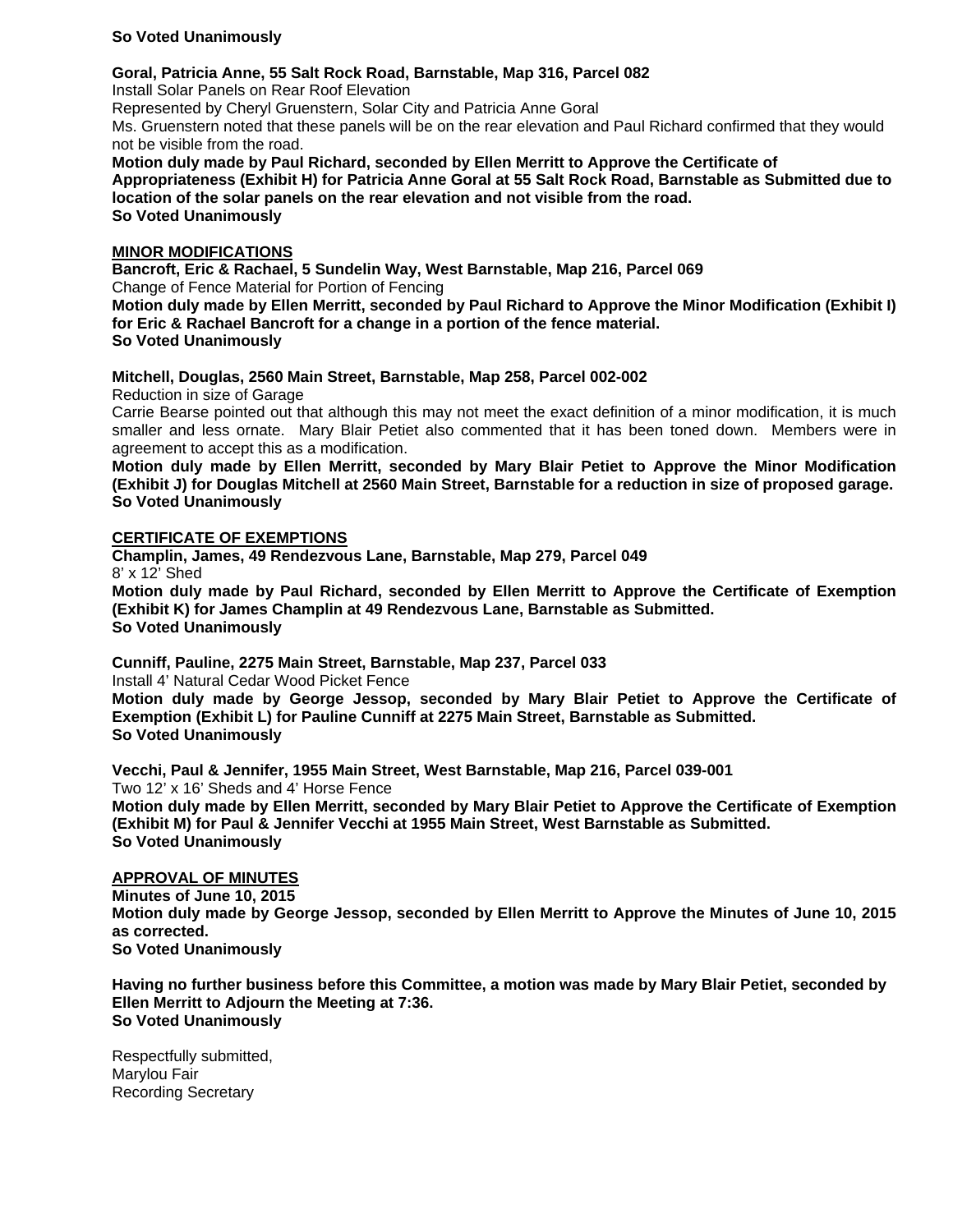**So Voted Unanimously**

**Goral, Patricia Anne, 55 Salt Rock Road, Barnstable, Map 316, Parcel 082**
Install Solar Panels on Rear Roof Elevation
Represented by Cheryl Gruenstern, Solar City and Patricia Anne Goral
Ms. Gruenstern noted that these panels will be on the rear elevation and Paul Richard confirmed that they would not be visible from the road.
**Motion duly made by Paul Richard, seconded by Ellen Merritt to Approve the Certificate of Appropriateness (Exhibit H) for Patricia Anne Goral at 55 Salt Rock Road, Barnstable as Submitted due to location of the solar panels on the rear elevation and not visible from the road.**
**So Voted Unanimously**

## MINOR MODIFICATIONS

**Bancroft, Eric & Rachael, 5 Sundelin Way, West Barnstable, Map 216, Parcel 069**
Change of Fence Material for Portion of Fencing
**Motion duly made by Ellen Merritt, seconded by Paul Richard to Approve the Minor Modification (Exhibit I) for Eric & Rachael Bancroft for a change in a portion of the fence material.**
**So Voted Unanimously**

**Mitchell, Douglas, 2560 Main Street, Barnstable, Map 258, Parcel 002-002**
Reduction in size of Garage
Carrie Bearse pointed out that although this may not meet the exact definition of a minor modification, it is much smaller and less ornate. Mary Blair Petiet also commented that it has been toned down. Members were in agreement to accept this as a modification.
**Motion duly made by Ellen Merritt, seconded by Mary Blair Petiet to Approve the Minor Modification (Exhibit J) for Douglas Mitchell at 2560 Main Street, Barnstable for a reduction in size of proposed garage.**
**So Voted Unanimously**

## CERTIFICATE OF EXEMPTIONS

**Champlin, James, 49 Rendezvous Lane, Barnstable, Map 279, Parcel 049**
8' x 12' Shed
**Motion duly made by Paul Richard, seconded by Ellen Merritt to Approve the Certificate of Exemption (Exhibit K) for James Champlin at 49 Rendezvous Lane, Barnstable as Submitted.**
**So Voted Unanimously**

**Cunniff, Pauline, 2275 Main Street, Barnstable, Map 237, Parcel 033**
Install 4' Natural Cedar Wood Picket Fence
**Motion duly made by George Jessop, seconded by Mary Blair Petiet to Approve the Certificate of Exemption (Exhibit L) for Pauline Cunniff at 2275 Main Street, Barnstable as Submitted.**
**So Voted Unanimously**

**Vecchi, Paul & Jennifer, 1955 Main Street, West Barnstable, Map 216, Parcel 039-001**
Two 12' x 16' Sheds and 4' Horse Fence
**Motion duly made by Ellen Merritt, seconded by Mary Blair Petiet to Approve the Certificate of Exemption (Exhibit M) for Paul & Jennifer Vecchi at 1955 Main Street, West Barnstable as Submitted.**
**So Voted Unanimously**

## APPROVAL OF MINUTES

**Minutes of June 10, 2015**
**Motion duly made by George Jessop, seconded by Ellen Merritt to Approve the Minutes of June 10, 2015 as corrected.**
**So Voted Unanimously**

**Having no further business before this Committee, a motion was made by Mary Blair Petiet, seconded by Ellen Merritt to Adjourn the Meeting at 7:36.**
**So Voted Unanimously**

Respectfully submitted,
Marylou Fair
Recording Secretary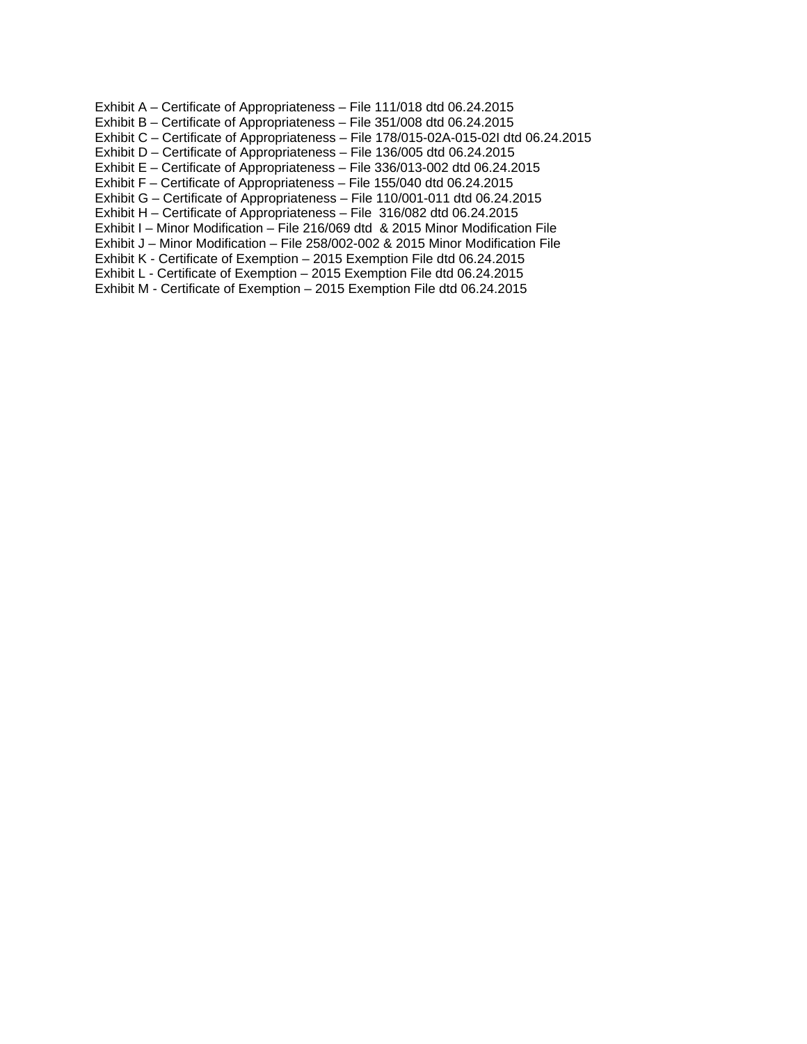Exhibit A – Certificate of Appropriateness – File 111/018 dtd 06.24.2015
Exhibit B – Certificate of Appropriateness – File 351/008 dtd 06.24.2015
Exhibit C – Certificate of Appropriateness – File 178/015-02A-015-02I dtd 06.24.2015
Exhibit D – Certificate of Appropriateness – File 136/005 dtd 06.24.2015
Exhibit E – Certificate of Appropriateness – File 336/013-002 dtd 06.24.2015
Exhibit F – Certificate of Appropriateness – File 155/040 dtd 06.24.2015
Exhibit G – Certificate of Appropriateness – File 110/001-011 dtd 06.24.2015
Exhibit H – Certificate of Appropriateness – File 316/082 dtd 06.24.2015
Exhibit I – Minor Modification – File 216/069 dtd & 2015 Minor Modification File
Exhibit J – Minor Modification – File 258/002-002 & 2015 Minor Modification File
Exhibit K - Certificate of Exemption – 2015 Exemption File dtd 06.24.2015
Exhibit L - Certificate of Exemption – 2015 Exemption File dtd 06.24.2015
Exhibit M - Certificate of Exemption – 2015 Exemption File dtd 06.24.2015